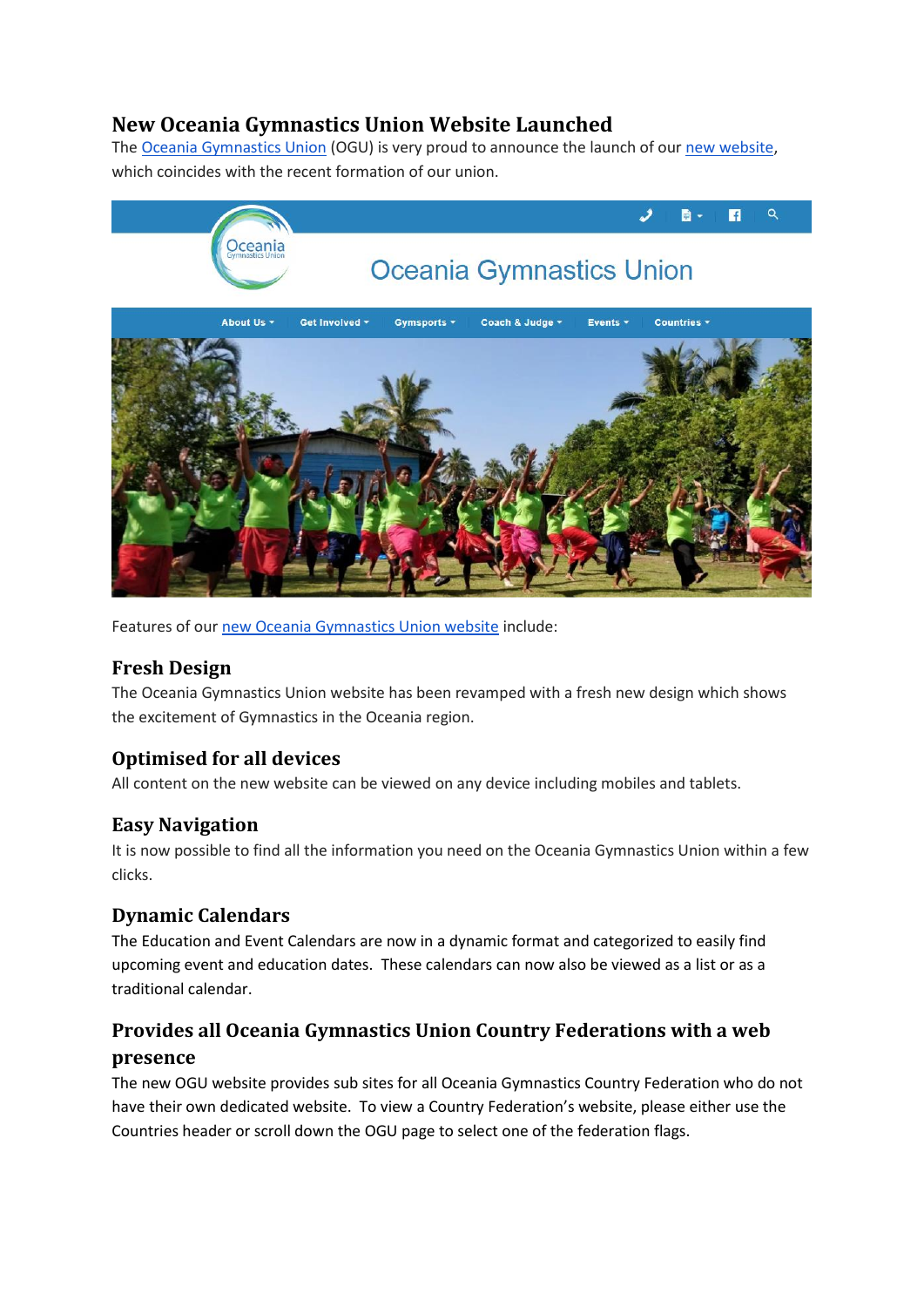# New Oceania Gymnastics Union Website Launched

The Oceania Gymnastics Union (OGU) is very proud to announce the launch of our new website, which coincides with the recent formation of our union.

Features of our new Oceania Gymnastics Union website include:

## Fresh Design

The Oceania Gymnastics Union website has been revamped with a fresh new design which shows the excitement of Gymnastics in the Oceania region.

## Optimised for all devices

All content on the new website can be viewed on any device including mobiles and tablets.

## Easy Navigation

It is now possible to find all the information you need on the Oceania Gymnastics Union within a few clicks.

## Dynamic Calendars

The Education and Event Calendars are now in a dynamic format and categorized to easily find upcoming event and education dates. These calendars can now also be viewed as a list or as a traditional calendar.

## Provides all Oceania Gymnastics Union Country Federations with a web presence

The new OGU website provides sub sites for all Oceania Gymnastics Country Federation who do not have their own dedicated website. To view a Country Federation's website, please either use the Countries header or scroll down the OGU page to select one of the federation flags.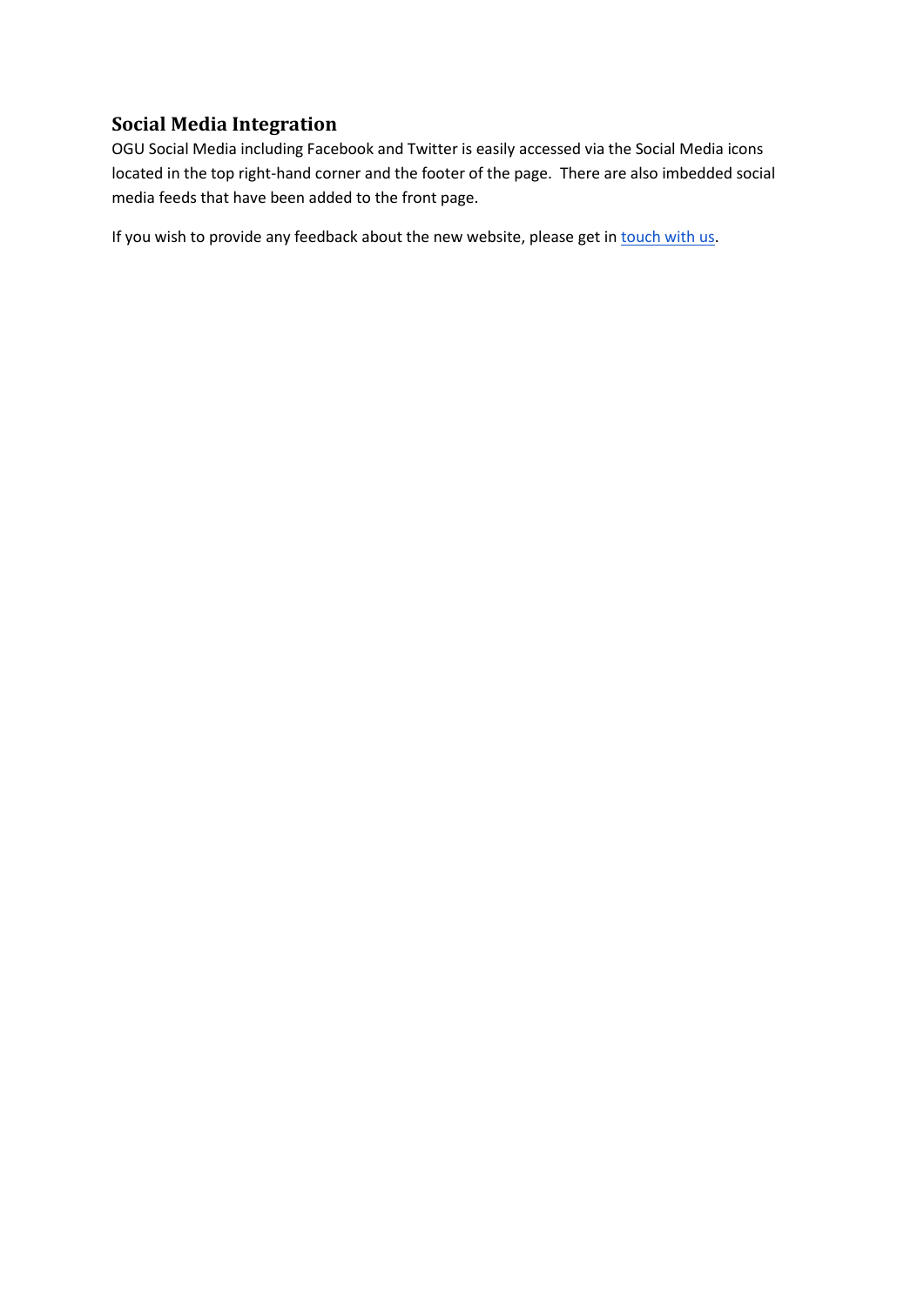## Social Media Integration

OGU Social Media including Facebook and Twitter is easily accessed via the Social Media icons located in the top right-hand corner and the footer of the page. There are also imbedded social media feeds that have been added to the front page.

If you wish to provide any feedback about the new website, please get in touch with us.